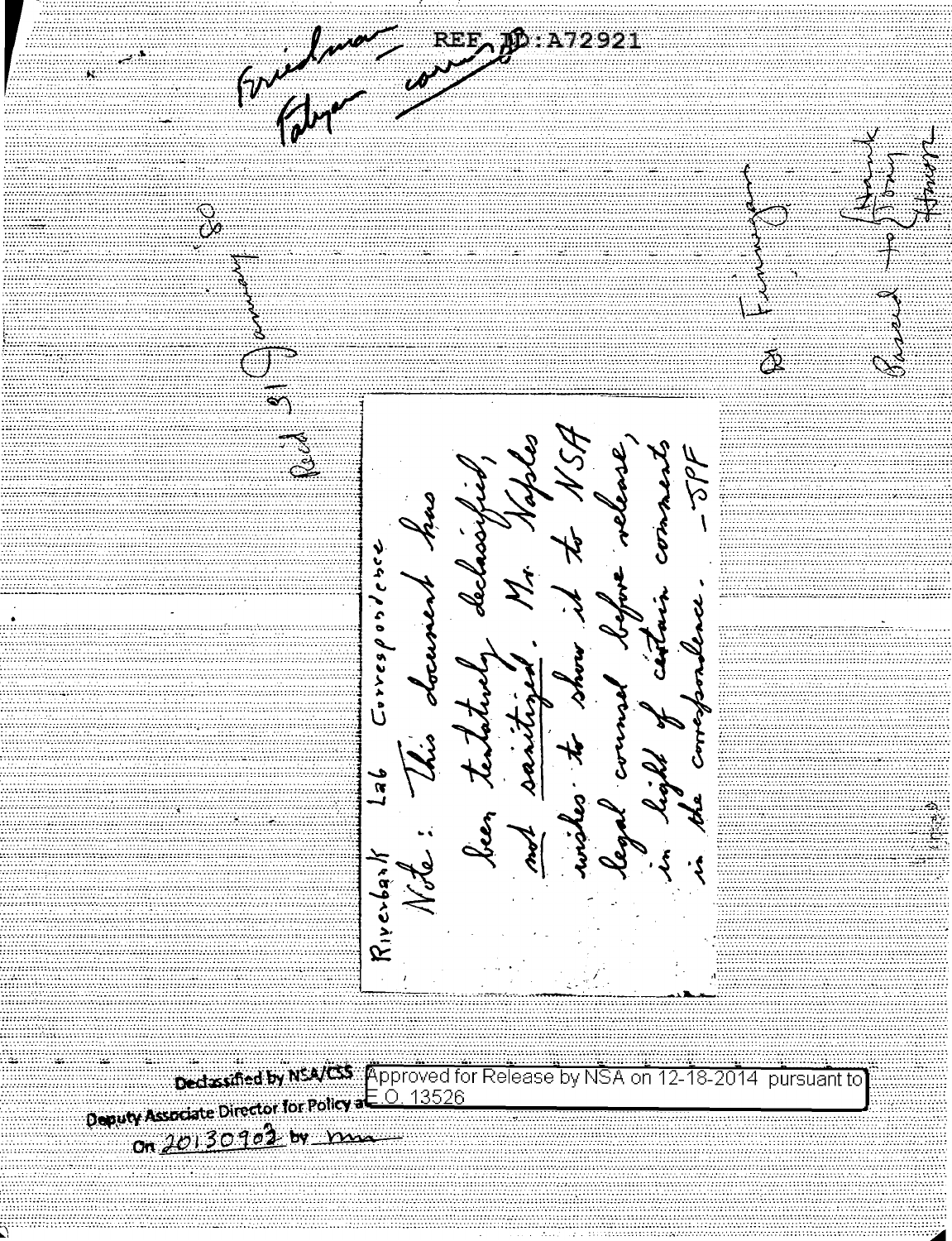Friedman – Fabyan corres.

REF ID:A72921

Rec'd 31 January '60

Riverbank Lab Correspondence

Note: This document has been tentatively declassified, not sanitized. Mr. Naples wishes to show it to NSA legal counsel before release, in light of certain comments in the correspondence. –SPF

Re: Finnegan

Passed to Frank Tompkins

Declassified by NSA/CSS Deputy Associate Director for Policy
On 20130903 by mn

Approved for Release by NSA on 12-18-2014 pursuant to E.O. 13526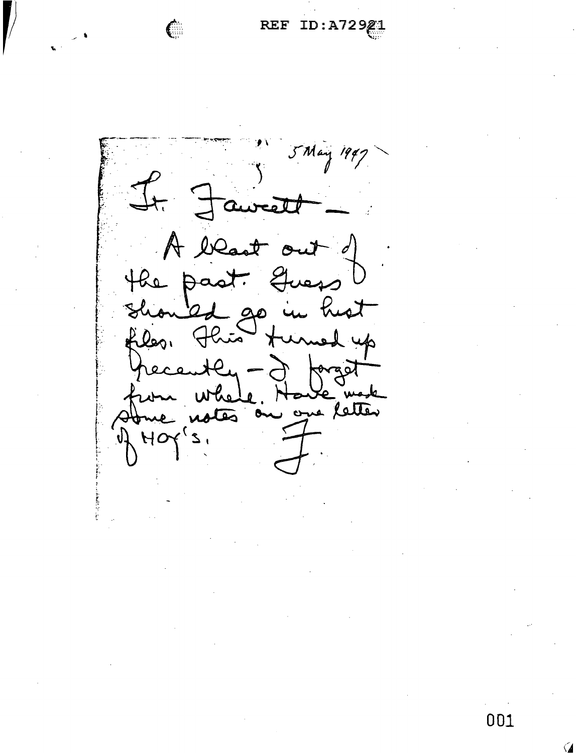5 May 1947

Lt. Fawcett —

A blast out of the past. Guess should go in hist files. This turned up recently — I forget from where. Have made some notes on one letter of HOY's.

F.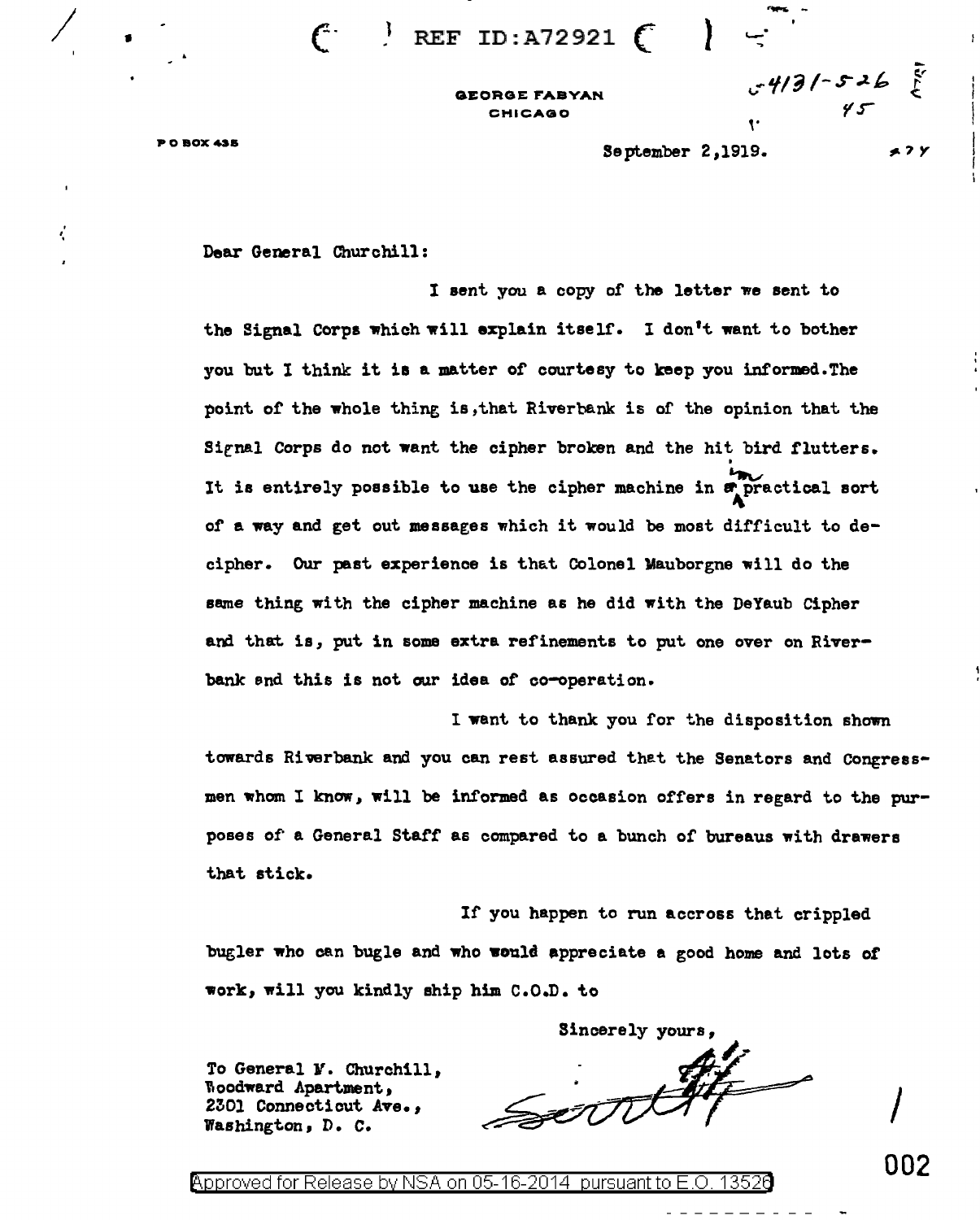REF ID:A72921

GEORGE FABYAN
CHICAGO

P O BOX 435

September 2,1919.

Dear General Churchill:

I sent you a copy of the letter we sent to the Signal Corps which will explain itself. I don't want to bother you but I think it is a matter of courtesy to keep you informed. The point of the whole thing is, that Riverbank is of the opinion that the Signal Corps do not want the cipher broken and the hit bird flutters. It is entirely possible to use the cipher machine in a practical sort of a way and get out messages which it would be most difficult to decipher. Our past experience is that Colonel Mauborgne will do the same thing with the cipher machine as he did with the DeYaub Cipher and that is, put in some extra refinements to put one over on Riverbank and this is not our idea of co-operation.

I want to thank you for the disposition shown towards Riverbank and you can rest assured that the Senators and Congressmen whom I know, will be informed as occasion offers in regard to the purposes of a General Staff as compared to a bunch of bureaus with drawers that stick.

If you happen to run accross that crippled bugler who can bugle and who would appreciate a good home and lots of work, will you kindly ship him C.O.D. to

Sincerely yours,

To General M. Churchill,
Woodward Apartment,
2301 Connecticut Ave.,
Washington, D. C.

Approved for Release by NSA on 05-16-2014 pursuant to E.O. 13526